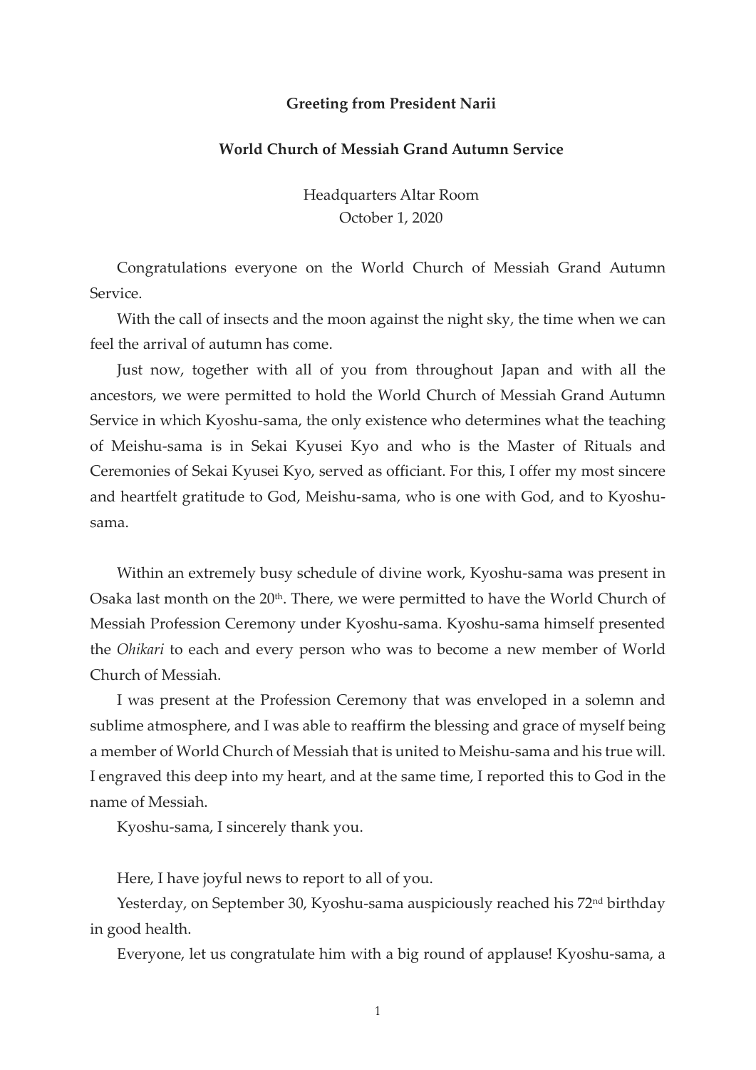**Greeting from President Narii**

**World Church of Messiah Grand Autumn Service**

Headquarters Altar Room
October 1, 2020

Congratulations everyone on the World Church of Messiah Grand Autumn Service.

With the call of insects and the moon against the night sky, the time when we can feel the arrival of autumn has come.

Just now, together with all of you from throughout Japan and with all the ancestors, we were permitted to hold the World Church of Messiah Grand Autumn Service in which Kyoshu-sama, the only existence who determines what the teaching of Meishu-sama is in Sekai Kyusei Kyo and who is the Master of Rituals and Ceremonies of Sekai Kyusei Kyo, served as officiant. For this, I offer my most sincere and heartfelt gratitude to God, Meishu-sama, who is one with God, and to Kyoshu-sama.

Within an extremely busy schedule of divine work, Kyoshu-sama was present in Osaka last month on the 20th. There, we were permitted to have the World Church of Messiah Profession Ceremony under Kyoshu-sama. Kyoshu-sama himself presented the *Ohikari* to each and every person who was to become a new member of World Church of Messiah.

I was present at the Profession Ceremony that was enveloped in a solemn and sublime atmosphere, and I was able to reaffirm the blessing and grace of myself being a member of World Church of Messiah that is united to Meishu-sama and his true will. I engraved this deep into my heart, and at the same time, I reported this to God in the name of Messiah.

Kyoshu-sama, I sincerely thank you.

Here, I have joyful news to report to all of you.

Yesterday, on September 30, Kyoshu-sama auspiciously reached his 72nd birthday in good health.

Everyone, let us congratulate him with a big round of applause! Kyoshu-sama, a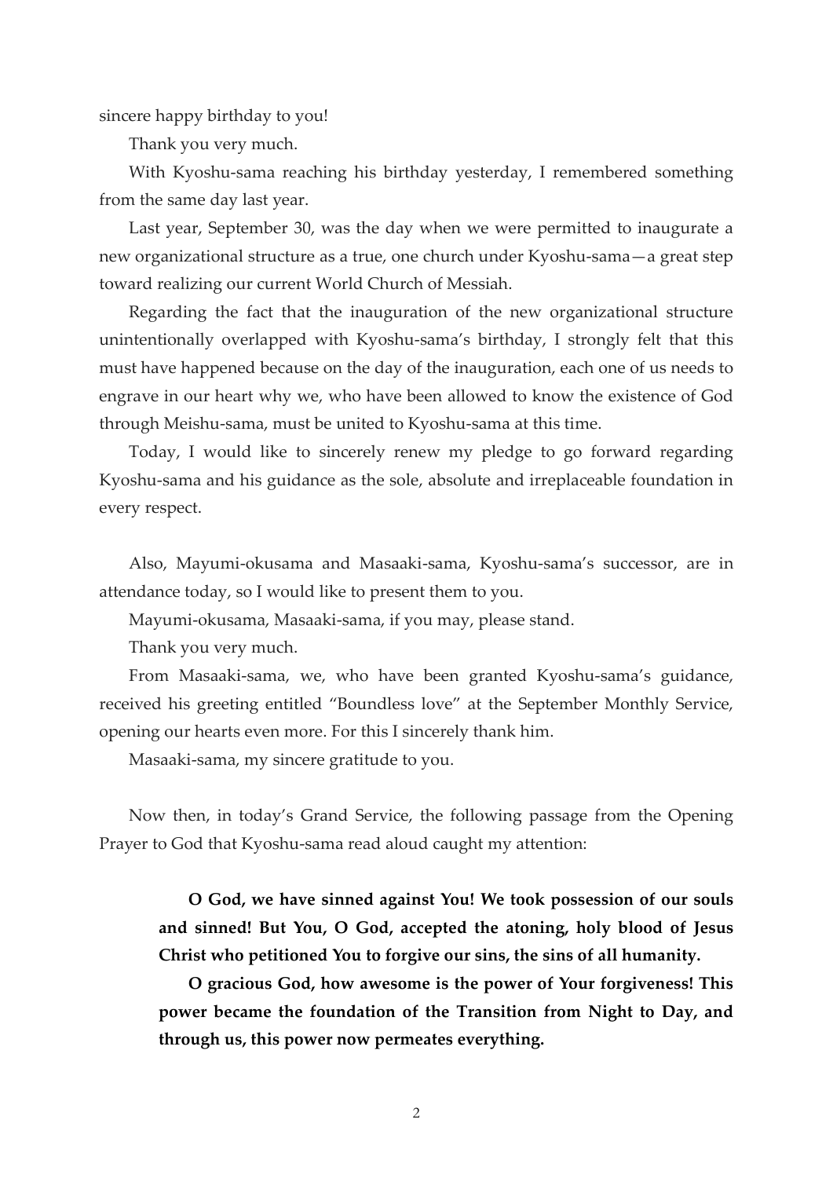sincere happy birthday to you!

Thank you very much.

With Kyoshu-sama reaching his birthday yesterday, I remembered something from the same day last year.

Last year, September 30, was the day when we were permitted to inaugurate a new organizational structure as a true, one church under Kyoshu-sama—a great step toward realizing our current World Church of Messiah.

Regarding the fact that the inauguration of the new organizational structure unintentionally overlapped with Kyoshu-sama's birthday, I strongly felt that this must have happened because on the day of the inauguration, each one of us needs to engrave in our heart why we, who have been allowed to know the existence of God through Meishu-sama, must be united to Kyoshu-sama at this time.

Today, I would like to sincerely renew my pledge to go forward regarding Kyoshu-sama and his guidance as the sole, absolute and irreplaceable foundation in every respect.

Also, Mayumi-okusama and Masaaki-sama, Kyoshu-sama's successor, are in attendance today, so I would like to present them to you.

Mayumi-okusama, Masaaki-sama, if you may, please stand.

Thank you very much.

From Masaaki-sama, we, who have been granted Kyoshu-sama's guidance, received his greeting entitled "Boundless love" at the September Monthly Service, opening our hearts even more. For this I sincerely thank him.

Masaaki-sama, my sincere gratitude to you.

Now then, in today's Grand Service, the following passage from the Opening Prayer to God that Kyoshu-sama read aloud caught my attention:

> **O God, we have sinned against You! We took possession of our souls and sinned! But You, O God, accepted the atoning, holy blood of Jesus Christ who petitioned You to forgive our sins, the sins of all humanity.**
>
> **O gracious God, how awesome is the power of Your forgiveness! This power became the foundation of the Transition from Night to Day, and through us, this power now permeates everything.**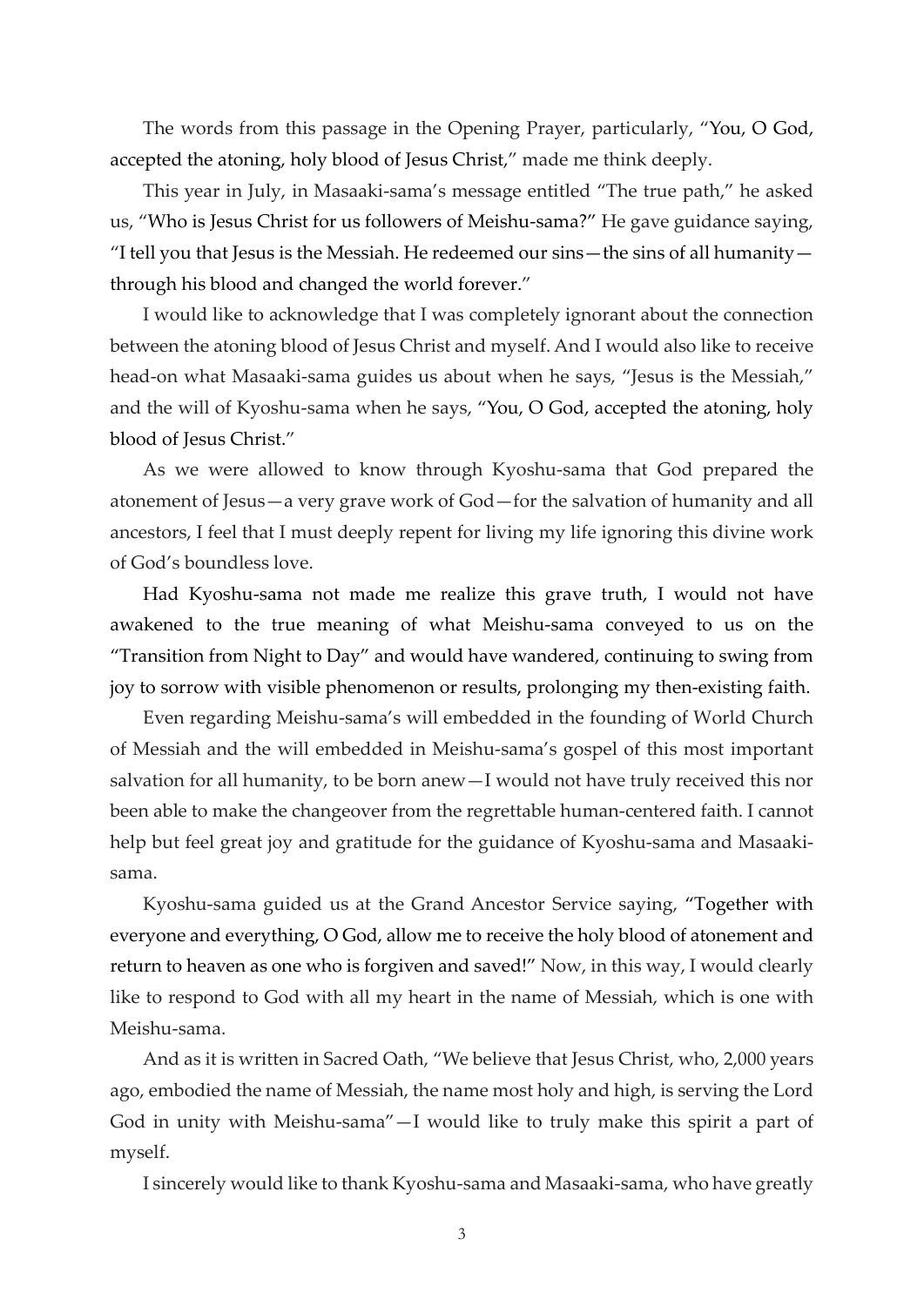The words from this passage in the Opening Prayer, particularly, "You, O God, accepted the atoning, holy blood of Jesus Christ," made me think deeply.

This year in July, in Masaaki-sama's message entitled "The true path," he asked us, "Who is Jesus Christ for us followers of Meishu-sama?" He gave guidance saying, "I tell you that Jesus is the Messiah. He redeemed our sins—the sins of all humanity—through his blood and changed the world forever."

I would like to acknowledge that I was completely ignorant about the connection between the atoning blood of Jesus Christ and myself. And I would also like to receive head-on what Masaaki-sama guides us about when he says, "Jesus is the Messiah," and the will of Kyoshu-sama when he says, "You, O God, accepted the atoning, holy blood of Jesus Christ."

As we were allowed to know through Kyoshu-sama that God prepared the atonement of Jesus—a very grave work of God—for the salvation of humanity and all ancestors, I feel that I must deeply repent for living my life ignoring this divine work of God's boundless love.

Had Kyoshu-sama not made me realize this grave truth, I would not have awakened to the true meaning of what Meishu-sama conveyed to us on the "Transition from Night to Day" and would have wandered, continuing to swing from joy to sorrow with visible phenomenon or results, prolonging my then-existing faith.

Even regarding Meishu-sama's will embedded in the founding of World Church of Messiah and the will embedded in Meishu-sama's gospel of this most important salvation for all humanity, to be born anew—I would not have truly received this nor been able to make the changeover from the regrettable human-centered faith. I cannot help but feel great joy and gratitude for the guidance of Kyoshu-sama and Masaaki-sama.

Kyoshu-sama guided us at the Grand Ancestor Service saying, "Together with everyone and everything, O God, allow me to receive the holy blood of atonement and return to heaven as one who is forgiven and saved!" Now, in this way, I would clearly like to respond to God with all my heart in the name of Messiah, which is one with Meishu-sama.

And as it is written in Sacred Oath, "We believe that Jesus Christ, who, 2,000 years ago, embodied the name of Messiah, the name most holy and high, is serving the Lord God in unity with Meishu-sama"—I would like to truly make this spirit a part of myself.

I sincerely would like to thank Kyoshu-sama and Masaaki-sama, who have greatly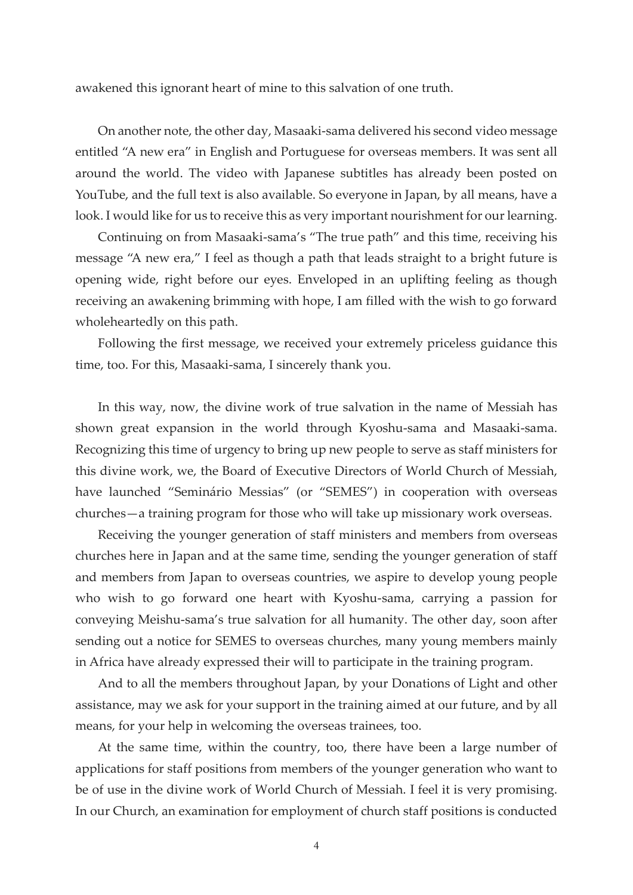awakened this ignorant heart of mine to this salvation of one truth.

On another note, the other day, Masaaki-sama delivered his second video message entitled "A new era" in English and Portuguese for overseas members. It was sent all around the world. The video with Japanese subtitles has already been posted on YouTube, and the full text is also available. So everyone in Japan, by all means, have a look. I would like for us to receive this as very important nourishment for our learning.

Continuing on from Masaaki-sama's "The true path" and this time, receiving his message "A new era," I feel as though a path that leads straight to a bright future is opening wide, right before our eyes. Enveloped in an uplifting feeling as though receiving an awakening brimming with hope, I am filled with the wish to go forward wholeheartedly on this path.

Following the first message, we received your extremely priceless guidance this time, too. For this, Masaaki-sama, I sincerely thank you.

In this way, now, the divine work of true salvation in the name of Messiah has shown great expansion in the world through Kyoshu-sama and Masaaki-sama. Recognizing this time of urgency to bring up new people to serve as staff ministers for this divine work, we, the Board of Executive Directors of World Church of Messiah, have launched "Seminário Messias" (or "SEMES") in cooperation with overseas churches—a training program for those who will take up missionary work overseas.

Receiving the younger generation of staff ministers and members from overseas churches here in Japan and at the same time, sending the younger generation of staff and members from Japan to overseas countries, we aspire to develop young people who wish to go forward one heart with Kyoshu-sama, carrying a passion for conveying Meishu-sama's true salvation for all humanity. The other day, soon after sending out a notice for SEMES to overseas churches, many young members mainly in Africa have already expressed their will to participate in the training program.

And to all the members throughout Japan, by your Donations of Light and other assistance, may we ask for your support in the training aimed at our future, and by all means, for your help in welcoming the overseas trainees, too.

At the same time, within the country, too, there have been a large number of applications for staff positions from members of the younger generation who want to be of use in the divine work of World Church of Messiah. I feel it is very promising. In our Church, an examination for employment of church staff positions is conducted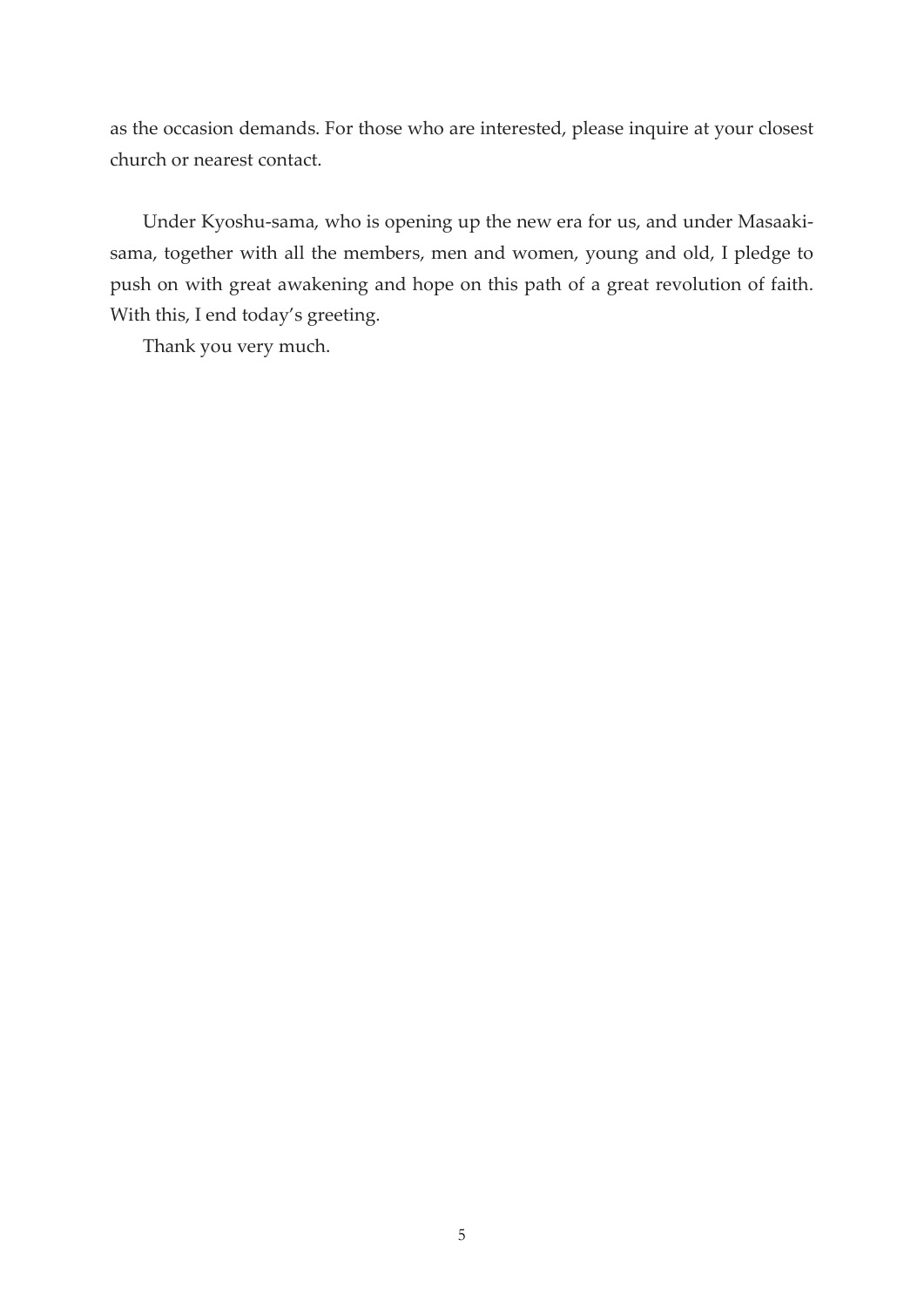as the occasion demands. For those who are interested, please inquire at your closest church or nearest contact.

Under Kyoshu-sama, who is opening up the new era for us, and under Masaaki-sama, together with all the members, men and women, young and old, I pledge to push on with great awakening and hope on this path of a great revolution of faith. With this, I end today's greeting.

Thank you very much.